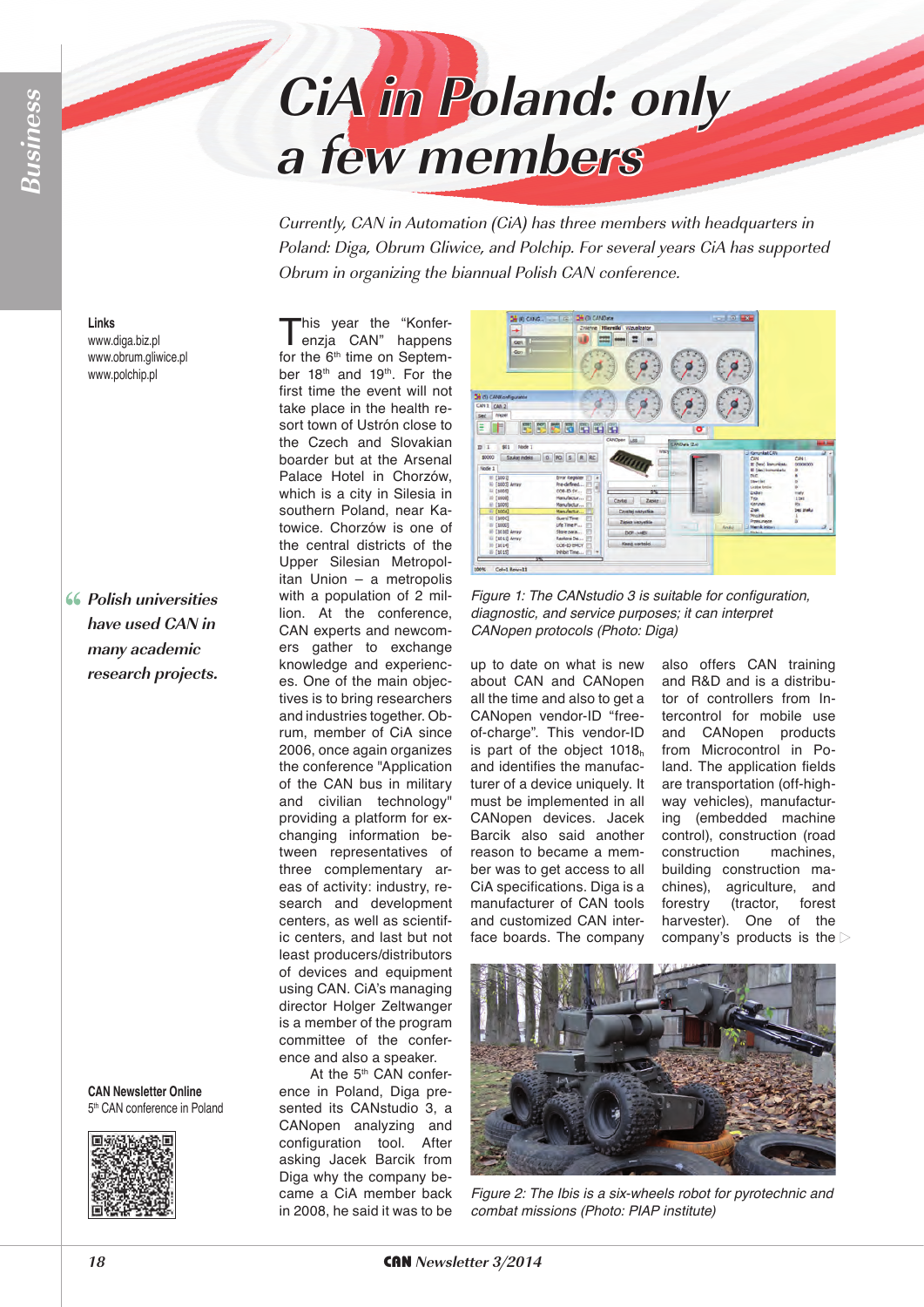# CiA in Poland: only a few members

*Currently, CAN in Automation (CiA) has three members with headquarters in Poland: Diga, Obrum Gliwice, and Polchip. For several years CiA has supported Obrum in organizing the biannual Polish CAN conference.*

**Links**
www.diga.biz.pl
www.obrum.gliwice.pl
www.polchip.pl

This year the "Konferenzja CAN" happens for the 6th time on September 18th and 19th. For the first time the event will not take place in the health resort town of Ustrón close to the Czech and Slovakian boarder but at the Arsenal Palace Hotel in Chorzów, which is a city in Silesia in southern Poland, near Katowice. Chorzów is one of the central districts of the Upper Silesian Metropolitan Union – a metropolis with a population of 2 million. At the conference, CAN experts and newcomers gather to exchange knowledge and experiences. One of the main objectives is to bring researchers and industries together. Obrum, member of CiA since 2006, once again organizes the conference "Application of the CAN bus in military and civilian technology" providing a platform for exchanging information between representatives of three complementary areas of activity: industry, research and development centers, as well as scientific centers, and last but not least producers/distributors of devices and equipment using CAN. CiA's managing director Holger Zeltwanger is a member of the program committee of the conference and also a speaker.

> *Polish universities have used CAN in many academic research projects.*

At the 5th CAN conference in Poland, Diga presented its CANstudio 3, a CANopen analyzing and configuration tool. After asking Jacek Barcik from Diga why the company became a CiA member back in 2008, he said it was to be up to date on what is new about CAN and CANopen all the time and also to get a CANopen vendor-ID "free-of-charge". This vendor-ID is part of the object $1018_h$ and identifies the manufacturer of a device uniquely. It must be implemented in all CANopen devices. Jacek Barcik also said another reason to became a member was to get access to all CiA specifications. Diga is a manufacturer of CAN tools and customized CAN interface boards. The company also offers CAN training and R&D and is a distributor of controllers from Intercontrol for mobile use and CANopen products from Microcontrol in Poland. The application fields are transportation (off-highway vehicles), manufacturing (embedded machine control), construction (road construction machines, building construction machines), agriculture, and forestry (tractor, forest harvester). One of the company's products is the ▷

Figure 1: The CANstudio 3 is suitable for configuration, diagnostic, and service purposes; it can interpret CANopen protocols (Photo: Diga)

Figure 2: The Ibis is a six-wheels robot for pyrotechnic and combat missions (Photo: PIAP institute)

**CAN Newsletter Online**
5th CAN conference in Poland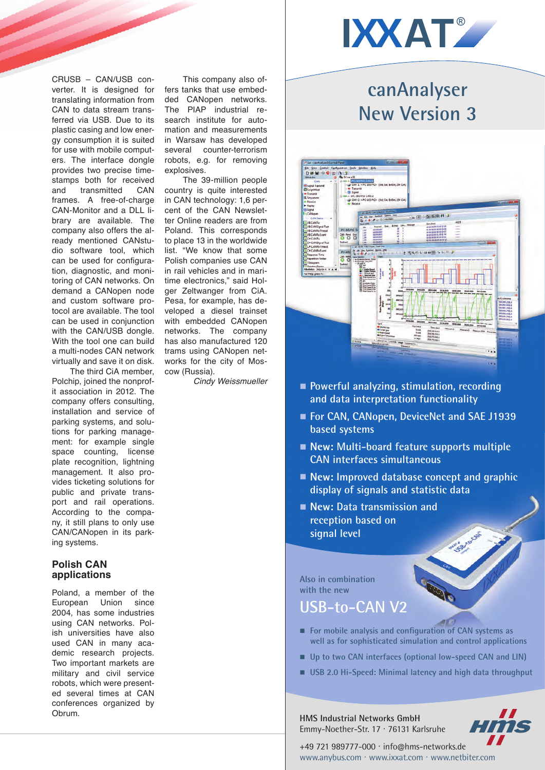CRUSB – CAN/USB converter. It is designed for translating information from CAN to data stream transferred via USB. Due to its plastic casing and low energy consumption it is suited for use with mobile computers. The interface dongle provides two precise timestamps both for received and transmitted CAN frames. A free-of-charge CAN-Monitor and a DLL library are available. The company also offers the already mentioned CANstudio software tool, which can be used for configuration, diagnostic, and monitoring of CAN networks. On demand a CANopen node and custom software protocol are available. The tool can be used in conjunction with the CAN/USB dongle. With the tool one can build a multi-nodes CAN network virtually and save it on disk.

The third CiA member, Polchip, joined the nonprofit association in 2012. The company offers consulting, installation and service of parking systems, and solutions for parking management: for example single space counting, license plate recognition, lightning management. It also provides ticketing solutions for public and private transport and rail operations. According to the company, it still plans to only use CAN/CANopen in its parking systems.

## Polish CAN applications

Poland, a member of the European Union since 2004, has some industries using CAN networks. Polish universities have also used CAN in many academic research projects. Two important markets are military and civil service robots, which were presented several times at CAN conferences organized by Obrum.

This company also offers tanks that use embedded CANopen networks. The PIAP industrial research institute for automation and measurements in Warsaw has developed several counter-terrorism robots, e.g. for removing explosives.

The 39-million people country is quite interested in CAN technology: 1,6 percent of the CAN Newsletter Online readers are from Poland. This corresponds to place 13 in the worldwide list. "We know that some Polish companies use CAN in rail vehicles and in maritime electronics," said Holger Zeltwanger from CiA. Pesa, for example, has developed a diesel trainset with embedded CANopen networks. The company has also manufactured 120 trams using CANopen networks for the city of Moscow (Russia).

*Cindy Weissmueller*

IXXAT®

# canAnalyser New Version 3

- Powerful analyzing, stimulation, recording and data interpretation functionality
- For CAN, CANopen, DeviceNet and SAE J1939 based systems
- New: Multi-board feature supports multiple CAN interfaces simultaneous
- New: Improved database concept and graphic display of signals and statistic data
- New: Data transmission and reception based on signal level

Also in combination with the new

## USB-to-CAN V2

- For mobile analysis and configuration of CAN systems as well as for sophisticated simulation and control applications
- Up to two CAN interfaces (optional low-speed CAN and LIN)
- USB 2.0 Hi-Speed: Minimal latency and high data throughput

HMS Industrial Networks GmbH
Emmy-Noether-Str. 17 · 76131 Karlsruhe

+49 721 989777-000 · info@hms-networks.de
www.anybus.com · www.ixxat.com · www.netbiter.com